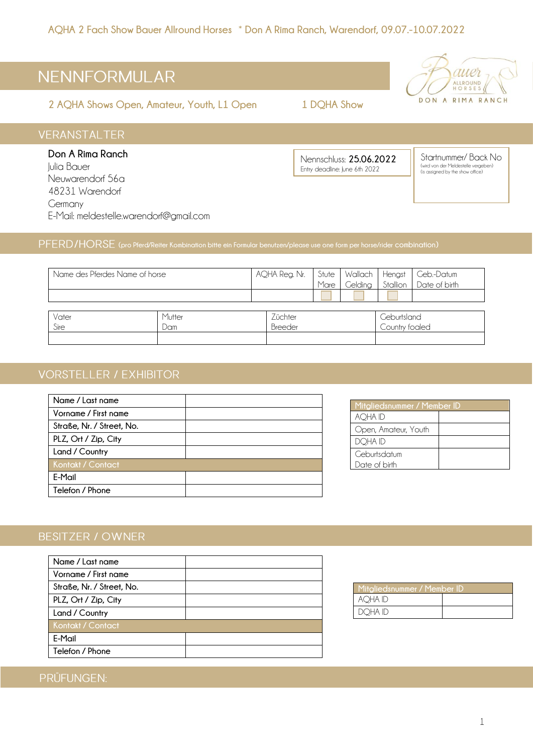AQHA 2 Fach Show Bauer Allround Horses * Don A Rima Ranch, Warendorf, 09.07.-10.07.2022

# NENNFORMULAR

2 AQHA Shows Open, Amateur, Youth, L1 Open 1 DQHA Show

Bauer Allround Horses
DON A RIMA RANCH

## VERANSTALTER

**Don A Rima Ranch**
Julia Bauer
Neuwarendorf 56a
48231 Warendorf
Germany
E-Mail: meldestelle.warendorf@gmail.com

Nennschluss: **25.06.2022**
Entry deadline: June 6th 2022

Startnummer/ Back No
(wird von der Meldestelle vergeben)
(is assigned by the show office)

## PFERD/HORSE (pro Pferd/Reiter Kombination bitte ein Formular benutzen/please use one form per horse/rider combination)

| Name des Pferdes Name of horse | AQHA Reg. Nr. | Stute Mare | Wallach Gelding | Hengst Stallion | Geb.-Datum Date of birth |
|---|---|---|---|---|---|
| | | ☐ | ☐ | ☐ | |

| Vater Sire | Mutter Dam | Züchter Breeder | Geburtsland Country foaled |
|---|---|---|---|
| | | | |

## VORSTELLER / EXHIBITOR

| Name / Last name | |
|---|---|
| Vorname / First name | |
| Straße, Nr. / Street, No. | |
| PLZ, Ort / Zip, City | |
| Land / Country | |
| **Kontakt / Contact** | |
| E-Mail | |
| Telefon / Phone | |

| Mitgliedsnummer / Member ID | |
|---|---|
| AQHA ID | |
| Open, Amateur, Youth | |
| DQHA ID | |
| Geburtsdatum Date of birth | |

## BESITZER / OWNER

| Name / Last name | |
|---|---|
| Vorname / First name | |
| Straße, Nr. / Street, No. | |
| PLZ, Ort / Zip, City | |
| Land / Country | |
| **Kontakt / Contact** | |
| E-Mail | |
| Telefon / Phone | |

| Mitgliedsnummer / Member ID | |
|---|---|
| AQHA ID | |
| DQHA ID | |

## PRÜFUNGEN: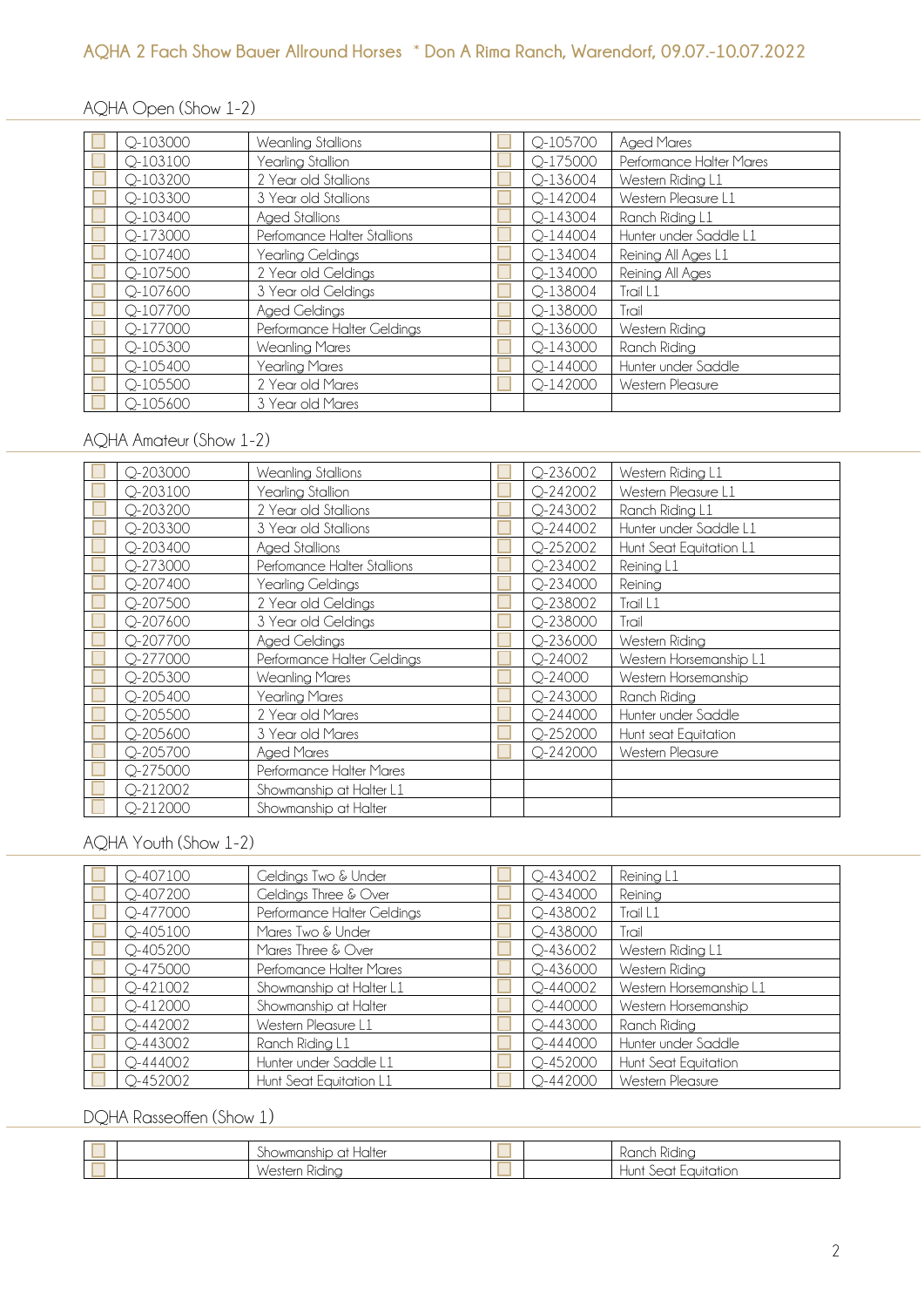## AQHA 2 Fach Show Bauer Allround Horses * Don A Rima Ranch, Warendorf, 09.07.-10.07.2022

### AQHA Open (Show 1-2)

| | | | | | |
|---|---|---|---|---|---|
| ☐ | Q-103000 | Weanling Stallions | ☐ | Q-105700 | Aged Mares |
| ☐ | Q-103100 | Yearling Stallion | ☐ | Q-175000 | Performance Halter Mares |
| ☐ | Q-103200 | 2 Year old Stallions | ☐ | Q-136004 | Western Riding L1 |
| ☐ | Q-103300 | 3 Year old Stallions | ☐ | Q-142004 | Western Pleasure L1 |
| ☐ | Q-103400 | Aged Stallions | ☐ | Q-143004 | Ranch Riding L1 |
| ☐ | Q-173000 | Perfomance Halter Stallions | ☐ | Q-144004 | Hunter under Saddle L1 |
| ☐ | Q-107400 | Yearling Geldings | ☐ | Q-134004 | Reining All Ages L1 |
| ☐ | Q-107500 | 2 Year old Geldings | ☐ | Q-134000 | Reining All Ages |
| ☐ | Q-107600 | 3 Year old Geldings | ☐ | Q-138004 | Trail L1 |
| ☐ | Q-107700 | Aged Geldings | ☐ | Q-138000 | Trail |
| ☐ | Q-177000 | Performance Halter Geldings | ☐ | Q-136000 | Western Riding |
| ☐ | Q-105300 | Weanling Mares | ☐ | Q-143000 | Ranch Riding |
| ☐ | Q-105400 | Yearling Mares | ☐ | Q-144000 | Hunter under Saddle |
| ☐ | Q-105500 | 2 Year old Mares | ☐ | Q-142000 | Western Pleasure |
| ☐ | Q-105600 | 3 Year old Mares | | | |

### AQHA Amateur (Show 1-2)

| | | | | | |
|---|---|---|---|---|---|
| ☐ | Q-203000 | Weanling Stallions | ☐ | Q-236002 | Western Riding L1 |
| ☐ | Q-203100 | Yearling Stallion | ☐ | Q-242002 | Western Pleasure L1 |
| ☐ | Q-203200 | 2 Year old Stallions | ☐ | Q-243002 | Ranch Riding L1 |
| ☐ | Q-203300 | 3 Year old Stallions | ☐ | Q-244002 | Hunter under Saddle L1 |
| ☐ | Q-203400 | Aged Stallions | ☐ | Q-252002 | Hunt Seat Equitation L1 |
| ☐ | Q-273000 | Perfomance Halter Stallions | ☐ | Q-234002 | Reining L1 |
| ☐ | Q-207400 | Yearling Geldings | ☐ | Q-234000 | Reining |
| ☐ | Q-207500 | 2 Year old Geldings | ☐ | Q-238002 | Trail L1 |
| ☐ | Q-207600 | 3 Year old Geldings | ☐ | Q-238000 | Trail |
| ☐ | Q-207700 | Aged Geldings | ☐ | Q-236000 | Western Riding |
| ☐ | Q-277000 | Performance Halter Geldings | ☐ | Q-24002 | Western Horsemanship L1 |
| ☐ | Q-205300 | Weanling Mares | ☐ | Q-24000 | Western Horsemanship |
| ☐ | Q-205400 | Yearling Mares | ☐ | Q-243000 | Ranch Riding |
| ☐ | Q-205500 | 2 Year old Mares | ☐ | Q-244000 | Hunter under Saddle |
| ☐ | Q-205600 | 3 Year old Mares | ☐ | Q-252000 | Hunt seat Equitation |
| ☐ | Q-205700 | Aged Mares | ☐ | Q-242000 | Western Pleasure |
| ☐ | Q-275000 | Performance Halter Mares | | | |
| ☐ | Q-212002 | Showmanship at Halter L1 | | | |
| ☐ | Q-212000 | Showmanship at Halter | | | |

### AQHA Youth (Show 1-2)

| | | | | | |
|---|---|---|---|---|---|
| ☐ | Q-407100 | Geldings Two & Under | ☐ | Q-434002 | Reining L1 |
| ☐ | Q-407200 | Geldings Three & Over | ☐ | Q-434000 | Reining |
| ☐ | Q-477000 | Performance Halter Geldings | ☐ | Q-438002 | Trail L1 |
| ☐ | Q-405100 | Mares Two & Under | ☐ | Q-438000 | Trail |
| ☐ | Q-405200 | Mares Three & Over | ☐ | Q-436002 | Western Riding L1 |
| ☐ | Q-475000 | Perfomance Halter Mares | ☐ | Q-436000 | Western Riding |
| ☐ | Q-421002 | Showmanship at Halter L1 | ☐ | Q-440002 | Western Horsemanship L1 |
| ☐ | Q-412000 | Showmanship at Halter | ☐ | Q-440000 | Western Horsemanship |
| ☐ | Q-442002 | Western Pleasure L1 | ☐ | Q-443000 | Ranch Riding |
| ☐ | Q-443002 | Ranch Riding L1 | ☐ | Q-444000 | Hunter under Saddle |
| ☐ | Q-444002 | Hunter under Saddle L1 | ☐ | Q-452000 | Hunt Seat Equitation |
| ☐ | Q-452002 | Hunt Seat Equitation L1 | ☐ | Q-442000 | Western Pleasure |

### DQHA Rasseoffen (Show 1)

| | | | | | |
|---|---|---|---|---|---|
| ☐ | | Showmanship at Halter | ☐ | | Ranch Riding |
| ☐ | | Western Riding | ☐ | | Hunt Seat Equitation |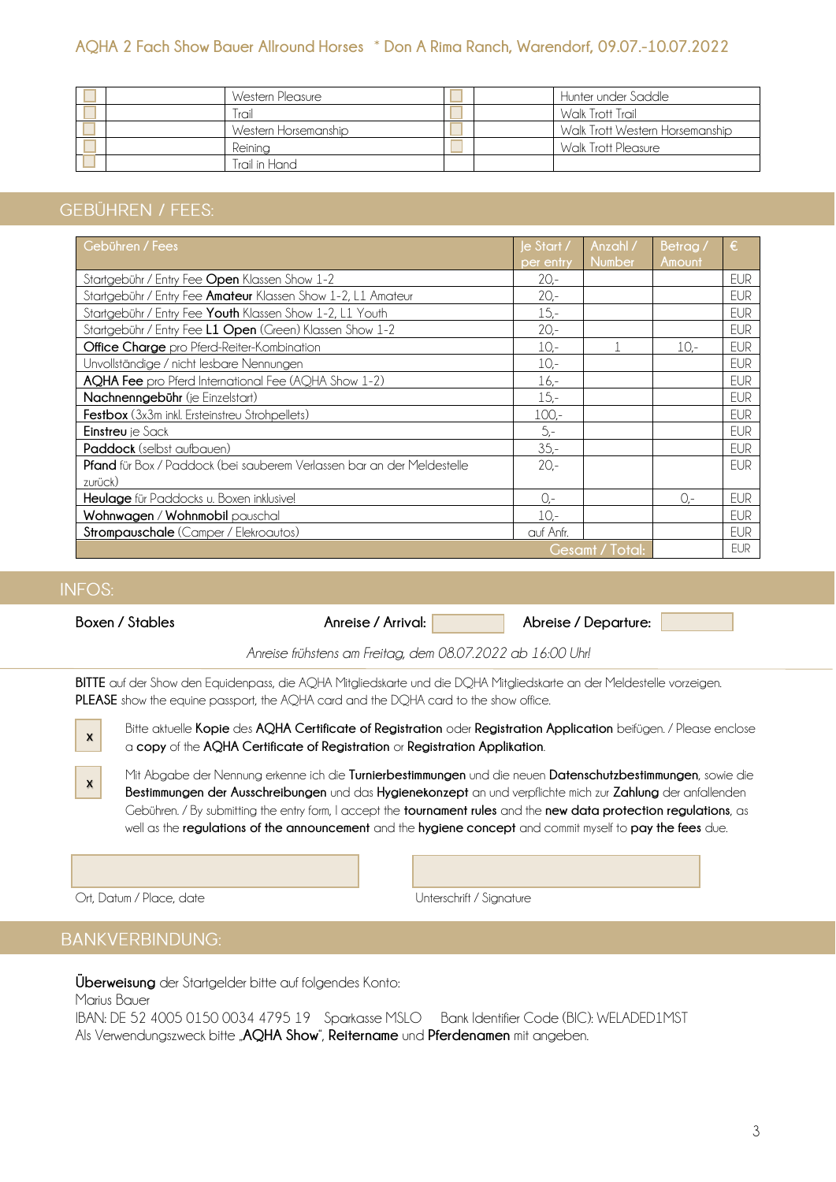AQHA 2 Fach Show Bauer Allround Horses * Don A Rima Ranch, Warendorf, 09.07.-10.07.2022

| | | | | | |
|---|---|---|---|---|---|
| ☐ | | Western Pleasure | ☐ | | Hunter under Saddle |
| ☐ | | Trail | ☐ | | Walk Trott Trail |
| ☐ | | Western Horsemanship | ☐ | | Walk Trott Western Horsemanship |
| ☐ | | Reining | ☐ | | Walk Trott Pleasure |
| ☐ | | Trail in Hand | | | |

## GEBÜHREN / FEES:

| Gebühren / Fees | Je Start / per entry | Anzahl / Number | Betrag / Amount | € |
|---|---|---|---|---|
| Startgebühr / Entry Fee **Open** Klassen Show 1-2 | 20,- | | | EUR |
| Startgebühr / Entry Fee **Amateur** Klassen Show 1-2, L1 Amateur | 20,- | | | EUR |
| Startgebühr / Entry Fee **Youth** Klassen Show 1-2, L1 Youth | 15,- | | | EUR |
| Startgebühr / Entry Fee **L1 Open** (Green) Klassen Show 1-2 | 20,- | | | EUR |
| **Office Charge** pro Pferd-Reiter-Kombination | 10,- | 1 | 10,- | EUR |
| Unvollständige / nicht lesbare Nennungen | 10,- | | | EUR |
| **AQHA Fee** pro Pferd International Fee (AQHA Show 1-2) | 16,- | | | EUR |
| **Nachnenngebühr** (je Einzelstart) | 15,- | | | EUR |
| **Festbox** (3x3m inkl. Ersteinstreu Strohpellets) | 100,- | | | EUR |
| **Einstreu** je Sack | 5,- | | | EUR |
| **Paddock** (selbst aufbauen) | 35,- | | | EUR |
| **Pfand** für Box / Paddock (bei sauberem Verlassen bar an der Meldestelle zurück) | 20,- | | | EUR |
| **Heulage** für Paddocks u. Boxen inklusive! | 0,- | | 0,- | EUR |
| **Wohnwagen** / **Wohnmobil** pauschal | 10,- | | | EUR |
| **Strompauschale** (Camper / Elekroautos) | auf Anfr. | | | EUR |
| | | Gesamt / Total: | | EUR |

## INFOS:

**Boxen / Stables** **Anreise / Arrival:** \_\_\_\_ **Abreise / Departure:** \_\_\_\_

*Anreise frühstens am Freitag, dem 08.07.2022 ab 16:00 Uhr!*

**BITTE** auf der Show den Equidenpass, die AQHA Mitgliedskarte und die DQHA Mitgliedskarte an der Meldestelle vorzeigen.
**PLEASE** show the equine passport, the AQHA card and the DQHA card to the show office.

x Bitte aktuelle **Kopie** des **AQHA Certificate of Registration** oder **Registration Application** beifügen. / Please enclose a **copy** of the **AQHA Certificate of Registration** or **Registration Applikation**.

x Mit Abgabe der Nennung erkenne ich die **Turnierbestimmungen** und die neuen **Datenschutzbestimmungen**, sowie die **Bestimmungen der Ausschreibungen** und das **Hygienekonzept** an und verpflichte mich zur **Zahlung** der anfallenden Gebühren. / By submitting the entry form, I accept the **tournament rules** and the **new data protection regulations**, as well as the **regulations of the announcement** and the **hygiene concept** and commit myself to **pay the fees** due.

Ort, Datum / Place, date

Unterschrift / Signature

## BANKVERBINDUNG:

**Überweisung** der Startgelder bitte auf folgendes Konto:
Marius Bauer
IBAN: DE 52 4005 0150 0034 4795 19 Sparkasse MSLO Bank Identifier Code (BIC): WELADED1MST
Als Verwendungszweck bitte „**AQHA Show**", **Reitername** und **Pferdenamen** mit angeben.